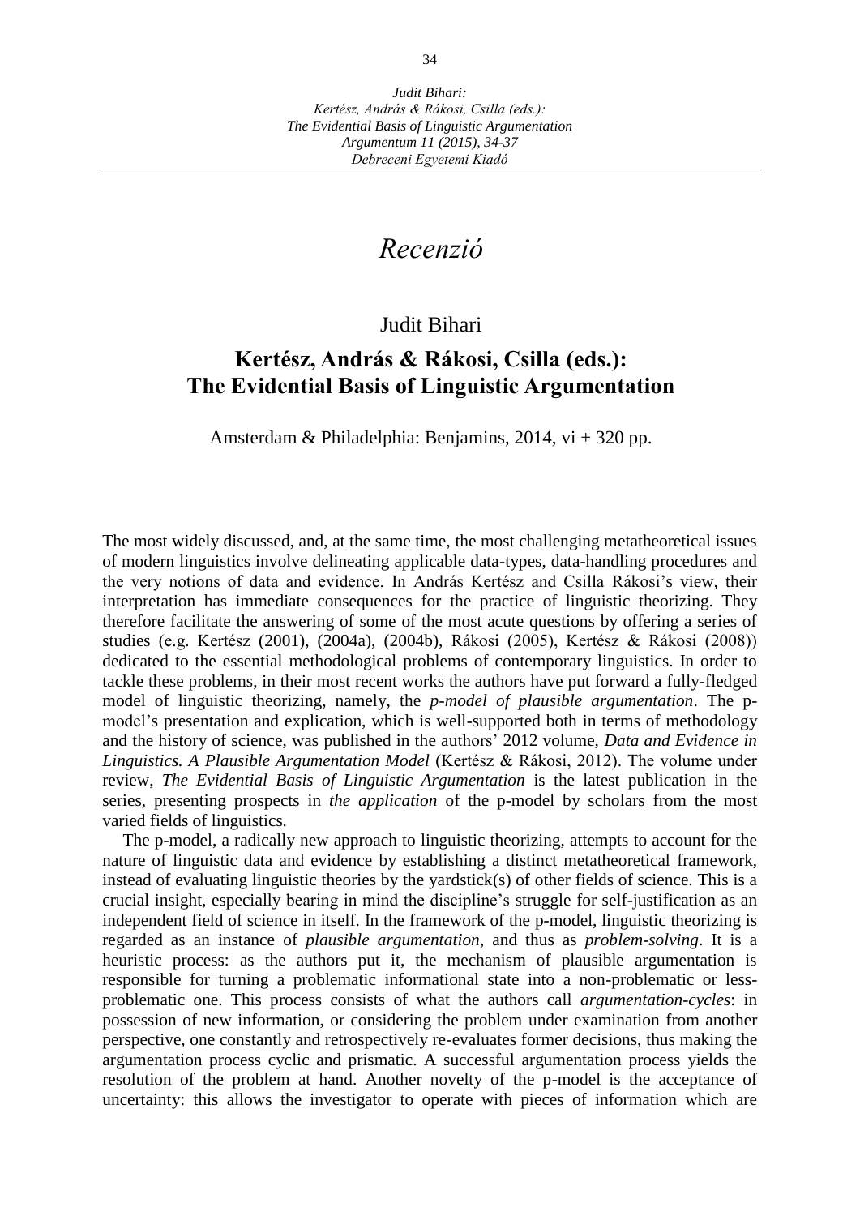# Recenzió

Judit Bihari

## Kertész, András & Rákosi, Csilla (eds.): The Evidential Basis of Linguistic Argumentation

Amsterdam & Philadelphia: Benjamins, 2014, vi + 320 pp.

The most widely discussed, and, at the same time, the most challenging metatheoretical issues of modern linguistics involve delineating applicable data-types, data-handling procedures and the very notions of data and evidence. In András Kertész and Csilla Rákosi's view, their interpretation has immediate consequences for the practice of linguistic theorizing. They therefore facilitate the answering of some of the most acute questions by offering a series of studies (e.g. Kertész (2001), (2004a), (2004b), Rákosi (2005), Kertész & Rákosi (2008)) dedicated to the essential methodological problems of contemporary linguistics. In order to tackle these problems, in their most recent works the authors have put forward a fully-fledged model of linguistic theorizing, namely, the *p-model of plausible argumentation*. The p-model's presentation and explication, which is well-supported both in terms of methodology and the history of science, was published in the authors' 2012 volume, *Data and Evidence in Linguistics. A Plausible Argumentation Model* (Kertész & Rákosi, 2012). The volume under review, *The Evidential Basis of Linguistic Argumentation* is the latest publication in the series, presenting prospects in *the application* of the p-model by scholars from the most varied fields of linguistics.

The p-model, a radically new approach to linguistic theorizing, attempts to account for the nature of linguistic data and evidence by establishing a distinct metatheoretical framework, instead of evaluating linguistic theories by the yardstick(s) of other fields of science. This is a crucial insight, especially bearing in mind the discipline's struggle for self-justification as an independent field of science in itself. In the framework of the p-model, linguistic theorizing is regarded as an instance of *plausible argumentation*, and thus as *problem-solving*. It is a heuristic process: as the authors put it, the mechanism of plausible argumentation is responsible for turning a problematic informational state into a non-problematic or less-problematic one. This process consists of what the authors call *argumentation-cycles*: in possession of new information, or considering the problem under examination from another perspective, one constantly and retrospectively re-evaluates former decisions, thus making the argumentation process cyclic and prismatic. A successful argumentation process yields the resolution of the problem at hand. Another novelty of the p-model is the acceptance of uncertainty: this allows the investigator to operate with pieces of information which are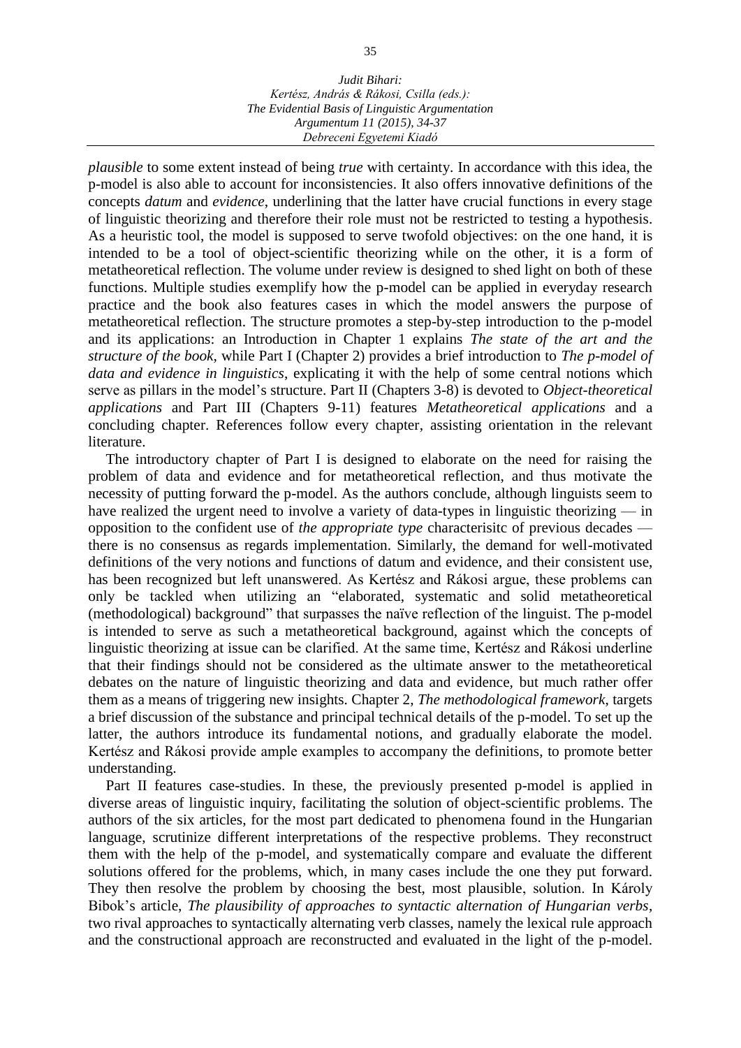*plausible* to some extent instead of being *true* with certainty. In accordance with this idea, the p-model is also able to account for inconsistencies. It also offers innovative definitions of the concepts *datum* and *evidence*, underlining that the latter have crucial functions in every stage of linguistic theorizing and therefore their role must not be restricted to testing a hypothesis. As a heuristic tool, the model is supposed to serve twofold objectives: on the one hand, it is intended to be a tool of object-scientific theorizing while on the other, it is a form of metatheoretical reflection. The volume under review is designed to shed light on both of these functions. Multiple studies exemplify how the p-model can be applied in everyday research practice and the book also features cases in which the model answers the purpose of metatheoretical reflection. The structure promotes a step-by-step introduction to the p-model and its applications: an Introduction in Chapter 1 explains *The state of the art and the structure of the book*, while Part I (Chapter 2) provides a brief introduction to *The p-model of data and evidence in linguistics*, explicating it with the help of some central notions which serve as pillars in the model's structure. Part II (Chapters 3-8) is devoted to *Object-theoretical applications* and Part III (Chapters 9-11) features *Metatheoretical applications* and a concluding chapter. References follow every chapter, assisting orientation in the relevant literature.

The introductory chapter of Part I is designed to elaborate on the need for raising the problem of data and evidence and for metatheoretical reflection, and thus motivate the necessity of putting forward the p-model. As the authors conclude, although linguists seem to have realized the urgent need to involve a variety of data-types in linguistic theorizing — in opposition to the confident use of *the appropriate type* characterisitc of previous decades — there is no consensus as regards implementation. Similarly, the demand for well-motivated definitions of the very notions and functions of datum and evidence, and their consistent use, has been recognized but left unanswered. As Kertész and Rákosi argue, these problems can only be tackled when utilizing an "elaborated, systematic and solid metatheoretical (methodological) background" that surpasses the naïve reflection of the linguist. The p-model is intended to serve as such a metatheoretical background, against which the concepts of linguistic theorizing at issue can be clarified. At the same time, Kertész and Rákosi underline that their findings should not be considered as the ultimate answer to the metatheoretical debates on the nature of linguistic theorizing and data and evidence, but much rather offer them as a means of triggering new insights. Chapter 2, *The methodological framework*, targets a brief discussion of the substance and principal technical details of the p-model. To set up the latter, the authors introduce its fundamental notions, and gradually elaborate the model. Kertész and Rákosi provide ample examples to accompany the definitions, to promote better understanding.

Part II features case-studies. In these, the previously presented p-model is applied in diverse areas of linguistic inquiry, facilitating the solution of object-scientific problems. The authors of the six articles, for the most part dedicated to phenomena found in the Hungarian language, scrutinize different interpretations of the respective problems. They reconstruct them with the help of the p-model, and systematically compare and evaluate the different solutions offered for the problems, which, in many cases include the one they put forward. They then resolve the problem by choosing the best, most plausible, solution. In Károly Bibok's article, *The plausibility of approaches to syntactic alternation of Hungarian verbs*, two rival approaches to syntactically alternating verb classes, namely the lexical rule approach and the constructional approach are reconstructed and evaluated in the light of the p-model.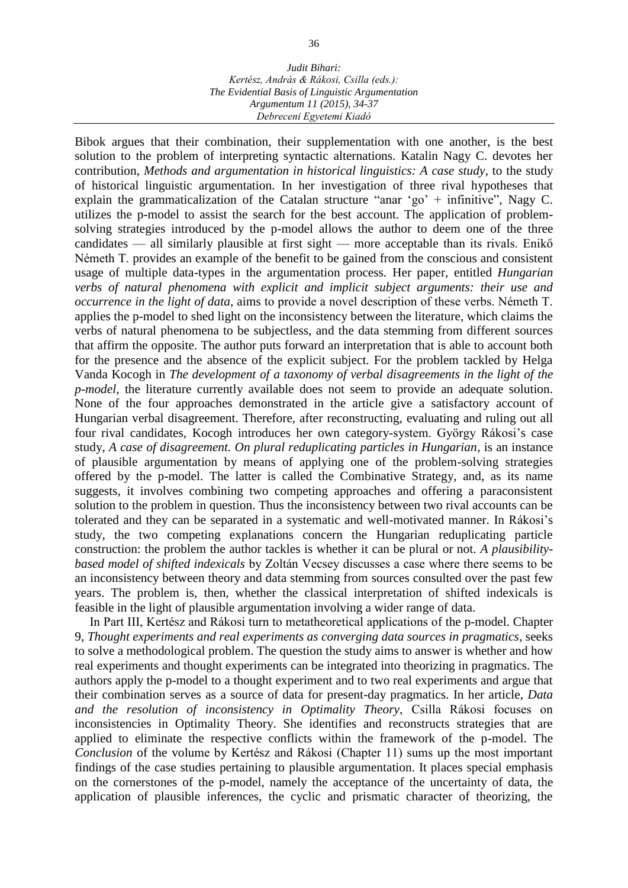Bibok argues that their combination, their supplementation with one another, is the best solution to the problem of interpreting syntactic alternations. Katalin Nagy C. devotes her contribution, *Methods and argumentation in historical linguistics: A case study*, to the study of historical linguistic argumentation. In her investigation of three rival hypotheses that explain the grammaticalization of the Catalan structure "anar 'go' + infinitive", Nagy C. utilizes the p-model to assist the search for the best account. The application of problem-solving strategies introduced by the p-model allows the author to deem one of the three candidates — all similarly plausible at first sight — more acceptable than its rivals. Enikő Németh T. provides an example of the benefit to be gained from the conscious and consistent usage of multiple data-types in the argumentation process. Her paper, entitled *Hungarian verbs of natural phenomena with explicit and implicit subject arguments: their use and occurrence in the light of data,* aims to provide a novel description of these verbs. Németh T. applies the p-model to shed light on the inconsistency between the literature, which claims the verbs of natural phenomena to be subjectless, and the data stemming from different sources that affirm the opposite. The author puts forward an interpretation that is able to account both for the presence and the absence of the explicit subject. For the problem tackled by Helga Vanda Kocogh in *The development of a taxonomy of verbal disagreements in the light of the p-model*, the literature currently available does not seem to provide an adequate solution. None of the four approaches demonstrated in the article give a satisfactory account of Hungarian verbal disagreement. Therefore, after reconstructing, evaluating and ruling out all four rival candidates, Kocogh introduces her own category-system. György Rákosi's case study, *A case of disagreement. On plural reduplicating particles in Hungarian*, is an instance of plausible argumentation by means of applying one of the problem-solving strategies offered by the p-model. The latter is called the Combinative Strategy, and, as its name suggests, it involves combining two competing approaches and offering a paraconsistent solution to the problem in question. Thus the inconsistency between two rival accounts can be tolerated and they can be separated in a systematic and well-motivated manner. In Rákosi's study, the two competing explanations concern the Hungarian reduplicating particle construction: the problem the author tackles is whether it can be plural or not. *A plausibility-based model of shifted indexicals* by Zoltán Vecsey discusses a case where there seems to be an inconsistency between theory and data stemming from sources consulted over the past few years. The problem is, then, whether the classical interpretation of shifted indexicals is feasible in the light of plausible argumentation involving a wider range of data.

In Part III, Kertész and Rákosi turn to metatheoretical applications of the p-model. Chapter 9, *Thought experiments and real experiments as converging data sources in pragmatics*, seeks to solve a methodological problem. The question the study aims to answer is whether and how real experiments and thought experiments can be integrated into theorizing in pragmatics. The authors apply the p-model to a thought experiment and to two real experiments and argue that their combination serves as a source of data for present-day pragmatics. In her article, *Data and the resolution of inconsistency in Optimality Theory*, Csilla Rákosi focuses on inconsistencies in Optimality Theory. She identifies and reconstructs strategies that are applied to eliminate the respective conflicts within the framework of the p-model. The *Conclusion* of the volume by Kertész and Rákosi (Chapter 11) sums up the most important findings of the case studies pertaining to plausible argumentation. It places special emphasis on the cornerstones of the p-model, namely the acceptance of the uncertainty of data, the application of plausible inferences, the cyclic and prismatic character of theorizing, the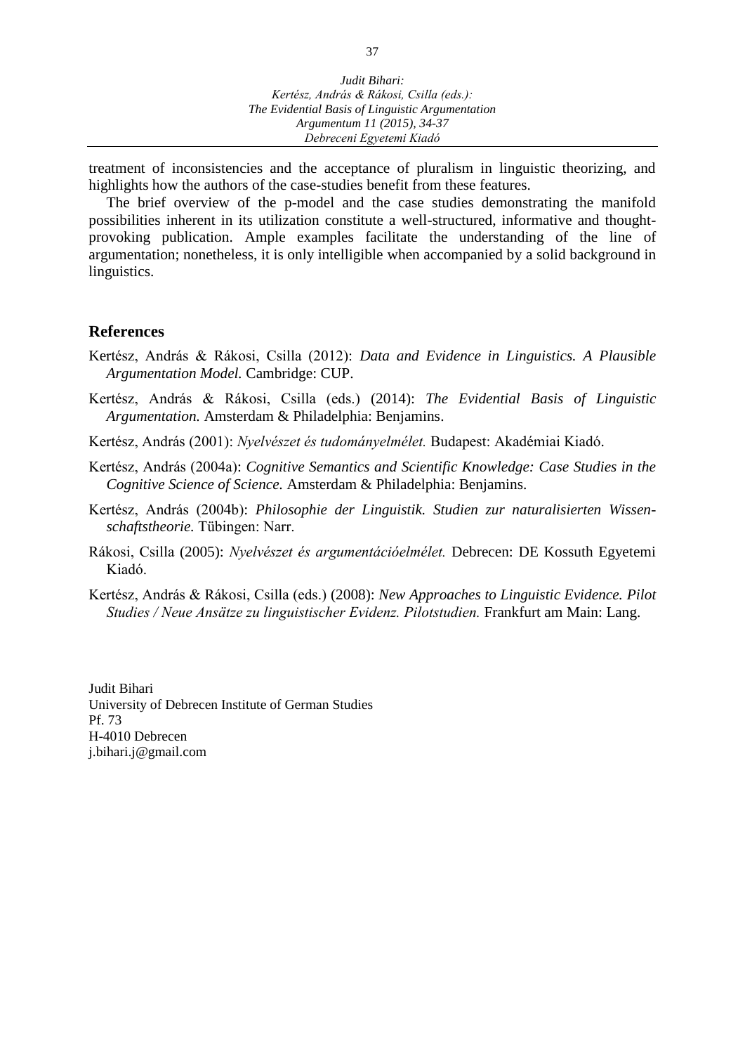treatment of inconsistencies and the acceptance of pluralism in linguistic theorizing, and highlights how the authors of the case-studies benefit from these features.

The brief overview of the p-model and the case studies demonstrating the manifold possibilities inherent in its utilization constitute a well-structured, informative and thought-provoking publication. Ample examples facilitate the understanding of the line of argumentation; nonetheless, it is only intelligible when accompanied by a solid background in linguistics.

## References

Kertész, András & Rákosi, Csilla (2012): *Data and Evidence in Linguistics. A Plausible Argumentation Model.* Cambridge: CUP.

Kertész, András & Rákosi, Csilla (eds.) (2014): *The Evidential Basis of Linguistic Argumentation.* Amsterdam & Philadelphia: Benjamins.

Kertész, András (2001): *Nyelvészet és tudományelmélet.* Budapest: Akadémiai Kiadó.

Kertész, András (2004a): *Cognitive Semantics and Scientific Knowledge: Case Studies in the Cognitive Science of Science.* Amsterdam & Philadelphia: Benjamins.

Kertész, András (2004b): *Philosophie der Linguistik. Studien zur naturalisierten Wissenschaftstheorie.* Tübingen: Narr.

Rákosi, Csilla (2005): *Nyelvészet és argumentációelmélet.* Debrecen: DE Kossuth Egyetemi Kiadó.

Kertész, András & Rákosi, Csilla (eds.) (2008): *New Approaches to Linguistic Evidence. Pilot Studies / Neue Ansätze zu linguistischer Evidenz. Pilotstudien.* Frankfurt am Main: Lang.

Judit Bihari
University of Debrecen Institute of German Studies
Pf. 73
H-4010 Debrecen
j.bihari.j@gmail.com